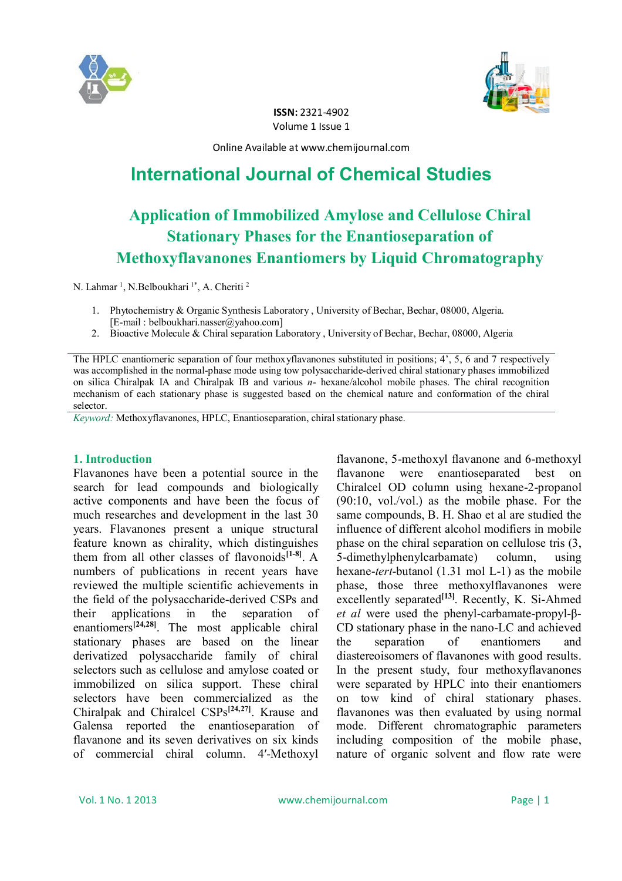ISSN: 2321-4902
Volume 1 Issue 1

Online Available at www.chemijournal.com

# International Journal of Chemical Studies

## Application of Immobilized Amylose and Cellulose Chiral Stationary Phases for the Enantioseparation of Methoxyflavanones Enantiomers by Liquid Chromatography

N. Lahmar [1], N.Belboukhari [1*], A. Cheriti [2]

1. Phytochemistry & Organic Synthesis Laboratory , University of Bechar, Bechar, 08000, Algeria. [E-mail : belboukhari.nasser@yahoo.com]
2. Bioactive Molecule & Chiral separation Laboratory , University of Bechar, Bechar, 08000, Algeria

The HPLC enantiomeric separation of four methoxyflavanones substituted in positions; 4', 5, 6 and 7 respectively was accomplished in the normal-phase mode using tow polysaccharide-derived chiral stationary phases immobilized on silica Chiralpak IA and Chiralpak IB and various *n*- hexane/alcohol mobile phases. The chiral recognition mechanism of each stationary phase is suggested based on the chemical nature and conformation of the chiral selector.

*Keyword:* Methoxyflavanones, HPLC, Enantioseparation, chiral stationary phase.

### 1. Introduction

Flavanones have been a potential source in the search for lead compounds and biologically active components and have been the focus of much researches and development in the last 30 years. Flavanones present a unique structural feature known as chirality, which distinguishes them from all other classes of flavonoids[1-8]. A numbers of publications in recent years have reviewed the multiple scientific achievements in the field of the polysaccharide-derived CSPs and their applications in the separation of enantiomers[24,28]. The most applicable chiral stationary phases are based on the linear derivatized polysaccharide family of chiral selectors such as cellulose and amylose coated or immobilized on silica support. These chiral selectors have been commercialized as the Chiralpak and Chiralcel CSPs[24,27]. Krause and Galensa reported the enantioseparation of flavanone and its seven derivatives on six kinds of commercial chiral column. 4′-Methoxyl flavanone, 5-methoxyl flavanone and 6-methoxyl flavanone were enantioseparated best on Chiralcel OD column using hexane-2-propanol (90:10, vol./vol.) as the mobile phase. For the same compounds, B. H. Shao et al are studied the influence of different alcohol modifiers in mobile phase on the chiral separation on cellulose tris (3, 5-dimethylphenylcarbamate) column, using hexane-*tert*-butanol (1.31 mol L-1) as the mobile phase, those three methoxylflavanones were excellently separated[13]. Recently, K. Si-Ahmed *et al* were used the phenyl-carbamate-propyl-β-CD stationary phase in the nano-LC and achieved the separation of enantiomers and diastereoisomers of flavanones with good results. In the present study, four methoxyflavanones were separated by HPLC into their enantiomers on tow kind of chiral stationary phases. flavanones was then evaluated by using normal mode. Different chromatographic parameters including composition of the mobile phase, nature of organic solvent and flow rate were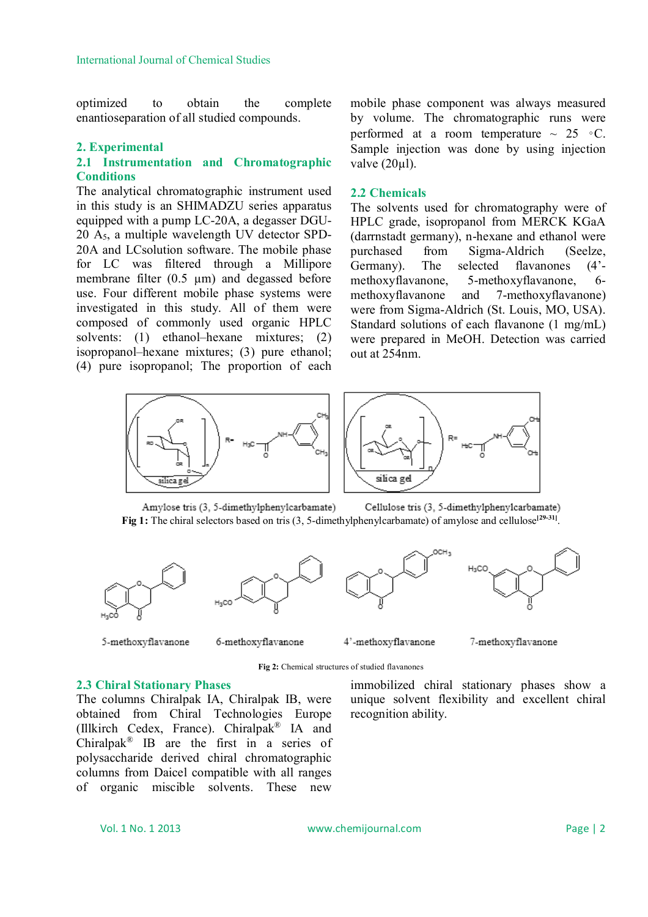optimized to obtain the complete enantioseparation of all studied compounds.

## 2. Experimental

### 2.1 Instrumentation and Chromatographic Conditions

The analytical chromatographic instrument used in this study is an SHIMADZU series apparatus equipped with a pump LC-20A, a degasser DGU-20 $A_5$, a multiple wavelength UV detector SPD-20A and LCsolution software. The mobile phase for LC was filtered through a Millipore membrane filter (0.5 µm) and degassed before use. Four different mobile phase systems were investigated in this study. All of them were composed of commonly used organic HPLC solvents: (1) ethanol–hexane mixtures; (2) isopropanol–hexane mixtures; (3) pure ethanol; (4) pure isopropanol; The proportion of each mobile phase component was always measured by volume. The chromatographic runs were performed at a room temperature ~ 25 ◦C. Sample injection was done by using injection valve (20µl).

### 2.2 Chemicals

The solvents used for chromatography were of HPLC grade, isopropanol from MERCK KGaA (darrnstadt germany), n-hexane and ethanol were purchased from Sigma-Aldrich (Seelze, Germany). The selected flavanones (4'-methoxyflavanone, 5-methoxyflavanone, 6-methoxyflavanone and 7-methoxyflavanone) were from Sigma-Aldrich (St. Louis, MO, USA). Standard solutions of each flavanone (1 mg/mL) were prepared in MeOH. Detection was carried out at 254nm.

Amylose tris (3, 5-dimethylphenylcarbamate) Cellulose tris (3, 5-dimethylphenylcarbamate)

**Fig 1:** The chiral selectors based on tris (3, 5-dimethylphenylcarbamate) of amylose and cellulose[29-31].

5-methoxyflavanone 6-methoxyflavanone 4'-methoxyflavanone 7-methoxyflavanone

**Fig 2:** Chemical structures of studied flavanones

### 2.3 Chiral Stationary Phases

The columns Chiralpak IA, Chiralpak IB, were obtained from Chiral Technologies Europe (Illkirch Cedex, France). Chiralpak® IA and Chiralpak® IB are the first in a series of polysaccharide derived chiral chromatographic columns from Daicel compatible with all ranges of organic miscible solvents. These new immobilized chiral stationary phases show a unique solvent flexibility and excellent chiral recognition ability.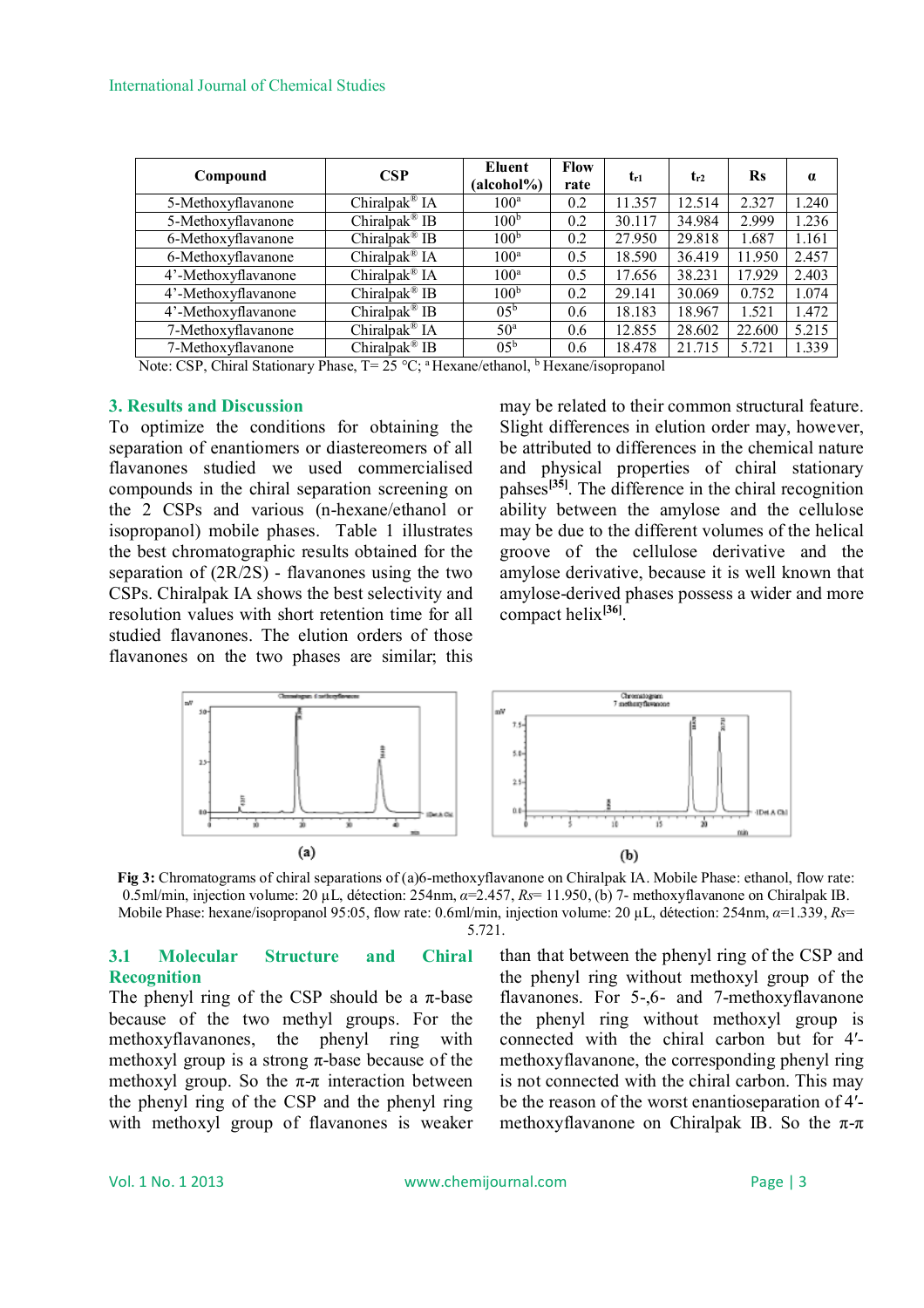| Compound | CSP | Eluent (alcohol%) | Flow rate | $t_{r1}$ | $t_{r2}$ | Rs | α |
|---|---|---|---|---|---|---|---|
| 5-Methoxyflavanone | Chiralpak® IA | 100[a] | 0.2 | 11.357 | 12.514 | 2.327 | 1.240 |
| 5-Methoxyflavanone | Chiralpak® IB | 100[b] | 0.2 | 30.117 | 34.984 | 2.999 | 1.236 |
| 6-Methoxyflavanone | Chiralpak® IB | 100[b] | 0.2 | 27.950 | 29.818 | 1.687 | 1.161 |
| 6-Methoxyflavanone | Chiralpak® IA | 100[a] | 0.5 | 18.590 | 36.419 | 11.950 | 2.457 |
| 4'-Methoxyflavanone | Chiralpak® IA | 100[a] | 0.5 | 17.656 | 38.231 | 17.929 | 2.403 |
| 4'-Methoxyflavanone | Chiralpak® IB | 100[b] | 0.2 | 29.141 | 30.069 | 0.752 | 1.074 |
| 4'-Methoxyflavanone | Chiralpak® IB | 05[b] | 0.6 | 18.183 | 18.967 | 1.521 | 1.472 |
| 7-Methoxyflavanone | Chiralpak® IA | 50[a] | 0.6 | 12.855 | 28.602 | 22.600 | 5.215 |
| 7-Methoxyflavanone | Chiralpak® IB | 05[b] | 0.6 | 18.478 | 21.715 | 5.721 | 1.339 |

Note: CSP, Chiral Stationary Phase, T= 25 °C; [a] Hexane/ethanol, [b] Hexane/isopropanol

## 3. Results and Discussion

To optimize the conditions for obtaining the separation of enantiomers or diastereomers of all flavanones studied we used commercialised compounds in the chiral separation screening on the 2 CSPs and various (n-hexane/ethanol or isopropanol) mobile phases. Table 1 illustrates the best chromatographic results obtained for the separation of (2R/2S) - flavanones using the two CSPs. Chiralpak IA shows the best selectivity and resolution values with short retention time for all studied flavanones. The elution orders of those flavanones on the two phases are similar; this may be related to their common structural feature. Slight differences in elution order may, however, be attributed to differences in the chemical nature and physical properties of chiral stationary pahses[35]. The difference in the chiral recognition ability between the amylose and the cellulose may be due to the different volumes of the helical groove of the cellulose derivative and the amylose derivative, because it is well known that amylose-derived phases possess a wider and more compact helix[36].

**Fig 3:** Chromatograms of chiral separations of (a)6-methoxyflavanone on Chiralpak IA. Mobile Phase: ethanol, flow rate: 0.5ml/min, injection volume: 20 µL, détection: 254nm, $\alpha$=2.457, $Rs$= 11.950, (b) 7- methoxyflavanone on Chiralpak IB. Mobile Phase: hexane/isopropanol 95:05, flow rate: 0.6ml/min, injection volume: 20 µL, détection: 254nm, $\alpha$=1.339, $Rs$= 5.721.

### 3.1 Molecular Structure and Chiral Recognition

The phenyl ring of the CSP should be a π-base because of the two methyl groups. For the methoxyflavanones, the phenyl ring with methoxyl group is a strong π-base because of the methoxyl group. So the π-π interaction between the phenyl ring of the CSP and the phenyl ring with methoxyl group of flavanones is weaker than that between the phenyl ring of the CSP and the phenyl ring without methoxyl group of the flavanones. For 5-,6- and 7-methoxyflavanone the phenyl ring without methoxyl group is connected with the chiral carbon but for 4′-methoxyflavanone, the corresponding phenyl ring is not connected with the chiral carbon. This may be the reason of the worst enantioseparation of 4′-methoxyflavanone on Chiralpak IB. So the π-π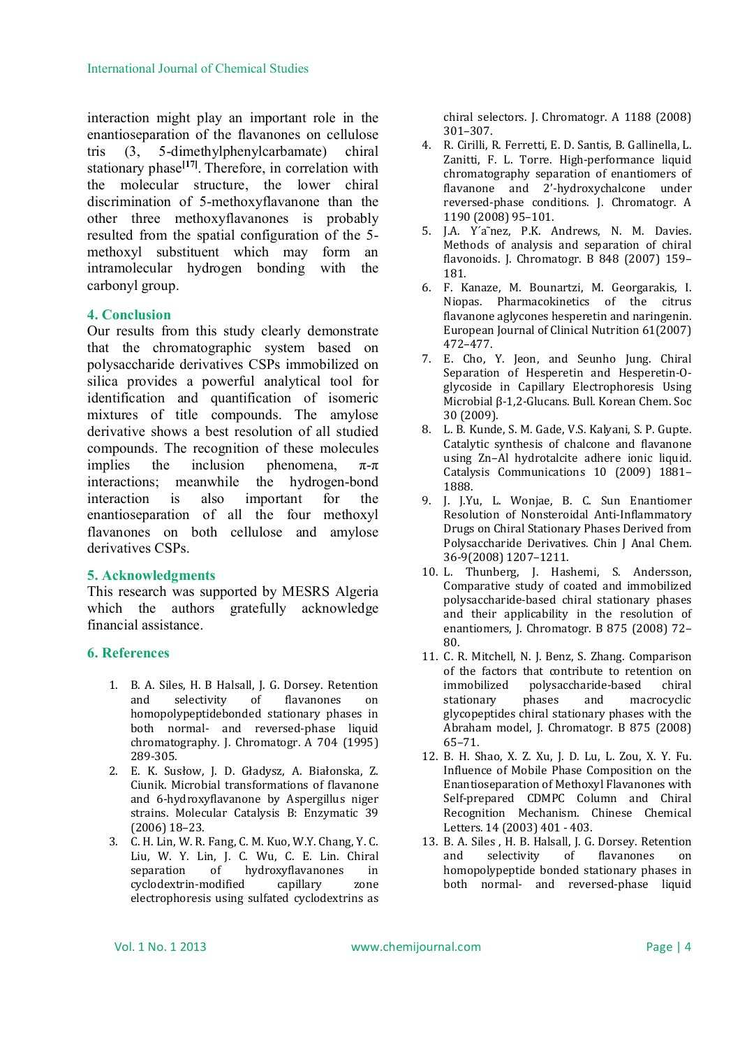interaction might play an important role in the enantioseparation of the flavanones on cellulose tris (3, 5-dimethylphenylcarbamate) chiral stationary phase[17]. Therefore, in correlation with the molecular structure, the lower chiral discrimination of 5-methoxyflavanone than the other three methoxyflavanones is probably resulted from the spatial configuration of the 5-methoxyl substituent which may form an intramolecular hydrogen bonding with the carbonyl group.

## 4. Conclusion

Our results from this study clearly demonstrate that the chromatographic system based on polysaccharide derivatives CSPs immobilized on silica provides a powerful analytical tool for identification and quantification of isomeric mixtures of title compounds. The amylose derivative shows a best resolution of all studied compounds. The recognition of these molecules implies the inclusion phenomena, π-π interactions; meanwhile the hydrogen-bond interaction is also important for the enantioseparation of all the four methoxyl flavanones on both cellulose and amylose derivatives CSPs.

## 5. Acknowledgments

This research was supported by MESRS Algeria which the authors gratefully acknowledge financial assistance.

## 6. References

1. B. A. Siles, H. B Halsall, J. G. Dorsey. Retention and selectivity of flavanones on homopolypeptidebonded stationary phases in both normal- and reversed-phase liquid chromatography. J. Chromatogr. A 704 (1995) 289-305.
2. E. K. Susłow, J. D. Gładysz, A. Białonska, Z. Ciunik. Microbial transformations of flavanone and 6-hydroxyflavanone by Aspergillus niger strains. Molecular Catalysis B: Enzymatic 39 (2006) 18–23.
3. C. H. Lin, W. R. Fang, C. M. Kuo, W.Y. Chang, Y. C. Liu, W. Y. Lin, J. C. Wu, C. E. Lin. Chiral separation of hydroxyflavanones in cyclodextrin-modified capillary zone electrophoresis using sulfated cyclodextrins as chiral selectors. J. Chromatogr. A 1188 (2008) 301–307.
4. R. Cirilli, R. Ferretti, E. D. Santis, B. Gallinella, L. Zanitti, F. L. Torre. High-performance liquid chromatography separation of enantiomers of flavanone and 2'-hydroxychalcone under reversed-phase conditions. J. Chromatogr. A 1190 (2008) 95–101.
5. J.A. Y´a˜nez, P.K. Andrews, N. M. Davies. Methods of analysis and separation of chiral flavonoids. J. Chromatogr. B 848 (2007) 159–181.
6. F. Kanaze, M. Bounartzi, M. Georgarakis, I. Niopas. Pharmacokinetics of the citrus flavanone aglycones hesperetin and naringenin. European Journal of Clinical Nutrition 61(2007) 472–477.
7. E. Cho, Y. Jeon, and Seunho Jung. Chiral Separation of Hesperetin and Hesperetin-O-glycoside in Capillary Electrophoresis Using Microbial β-1,2-Glucans. Bull. Korean Chem. Soc 30 (2009).
8. L. B. Kunde, S. M. Gade, V.S. Kalyani, S. P. Gupte. Catalytic synthesis of chalcone and flavanone using Zn–Al hydrotalcite adhere ionic liquid. Catalysis Communications 10 (2009) 1881–1888.
9. J. J.Yu, L. Wonjae, B. C. Sun Enantiomer Resolution of Nonsteroidal Anti-Inflammatory Drugs on Chiral Stationary Phases Derived from Polysaccharide Derivatives. Chin J Anal Chem. 36-9(2008) 1207–1211.
10. L. Thunberg, J. Hashemi, S. Andersson, Comparative study of coated and immobilized polysaccharide-based chiral stationary phases and their applicability in the resolution of enantiomers, J. Chromatogr. B 875 (2008) 72–80.
11. C. R. Mitchell, N. J. Benz, S. Zhang. Comparison of the factors that contribute to retention on immobilized polysaccharide-based chiral stationary phases and macrocyclic glycopeptides chiral stationary phases with the Abraham model, J. Chromatogr. B 875 (2008) 65–71.
12. B. H. Shao, X. Z. Xu, J. D. Lu, L. Zou, X. Y. Fu. Influence of Mobile Phase Composition on the Enantioseparation of Methoxyl Flavanones with Self-prepared CDMPC Column and Chiral Recognition Mechanism. Chinese Chemical Letters. 14 (2003) 401 - 403.
13. B. A. Siles , H. B. Halsall, J. G. Dorsey. Retention and selectivity of flavanones on homopolypeptide bonded stationary phases in both normal- and reversed-phase liquid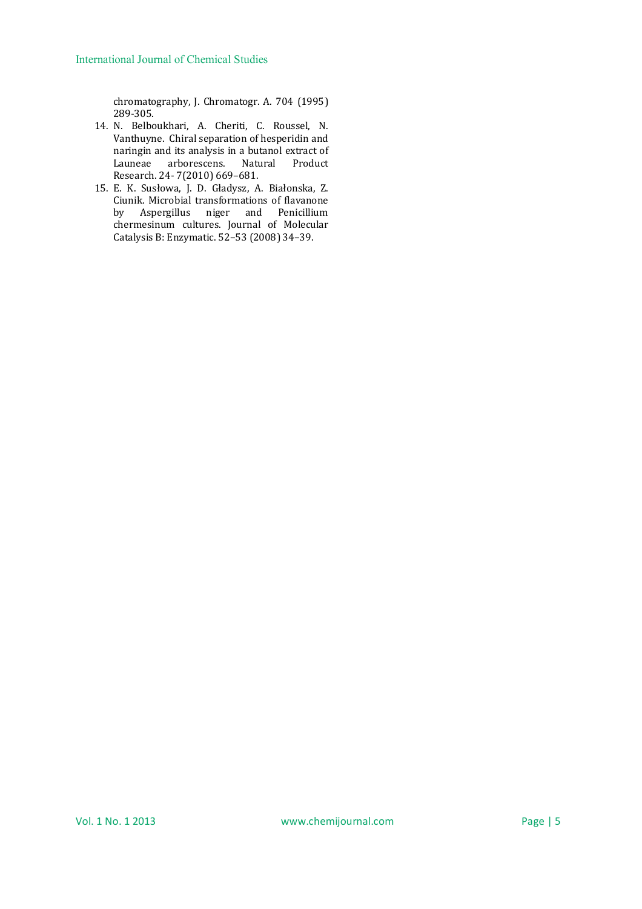chromatography, J. Chromatogr. A. 704 (1995) 289-305.

14. N. Belboukhari, A. Cheriti, C. Roussel, N. Vanthuyne. Chiral separation of hesperidin and naringin and its analysis in a butanol extract of Launeae arborescens. Natural Product Research. 24- 7(2010) 669–681.
15. E. K. Susłowa, J. D. Gładysz, A. Białonska, Z. Ciunik. Microbial transformations of flavanone by Aspergillus niger and Penicillium chermesinum cultures. Journal of Molecular Catalysis B: Enzymatic. 52–53 (2008) 34–39.